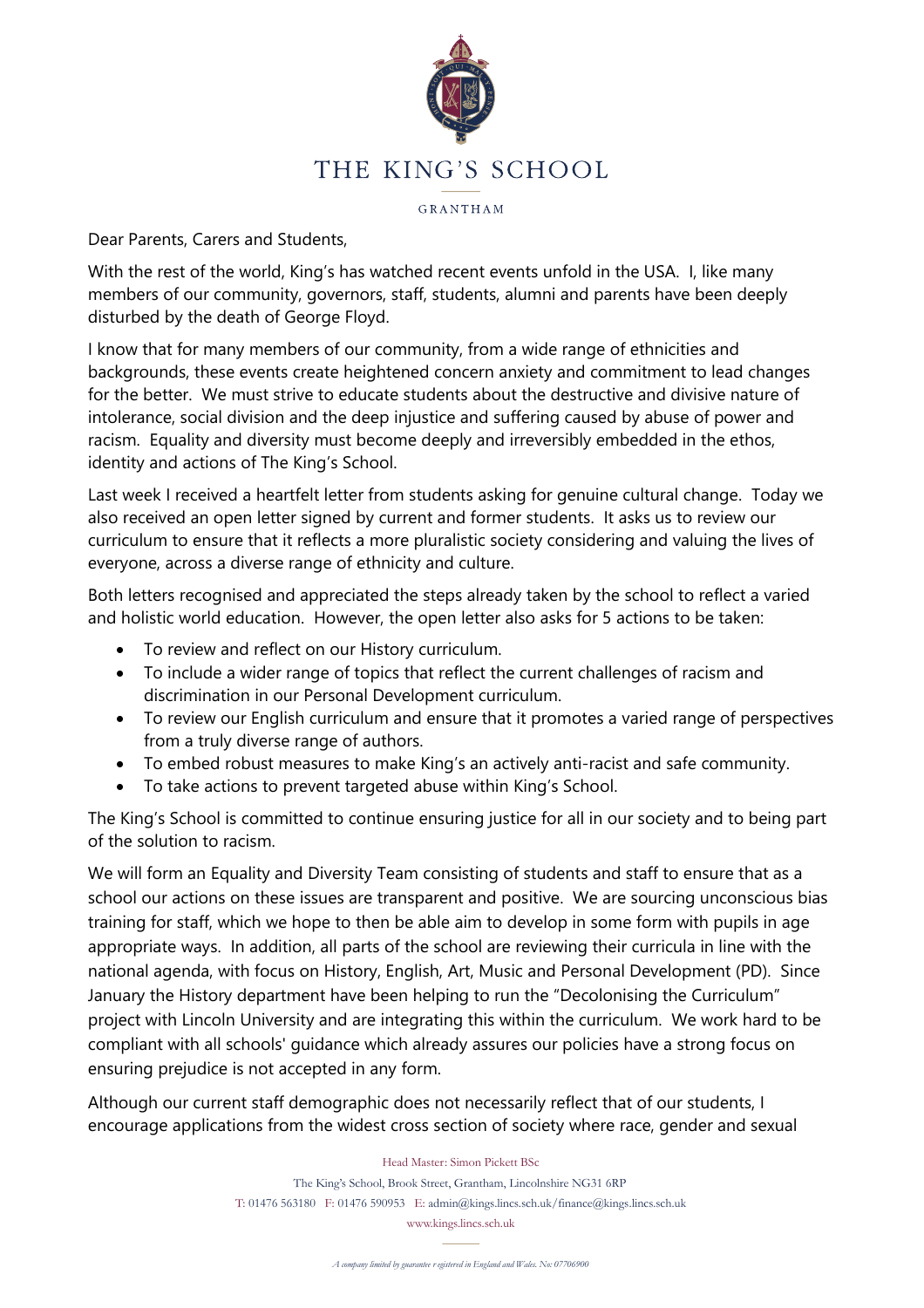# THE KING'S SCHOOL

GRANTHAM

Dear Parents, Carers and Students,

With the rest of the world, King's has watched recent events unfold in the USA. I, like many members of our community, governors, staff, students, alumni and parents have been deeply disturbed by the death of George Floyd.

I know that for many members of our community, from a wide range of ethnicities and backgrounds, these events create heightened concern anxiety and commitment to lead changes for the better. We must strive to educate students about the destructive and divisive nature of intolerance, social division and the deep injustice and suffering caused by abuse of power and racism. Equality and diversity must become deeply and irreversibly embedded in the ethos, identity and actions of The King's School.

Last week I received a heartfelt letter from students asking for genuine cultural change. Today we also received an open letter signed by current and former students. It asks us to review our curriculum to ensure that it reflects a more pluralistic society considering and valuing the lives of everyone, across a diverse range of ethnicity and culture.

Both letters recognised and appreciated the steps already taken by the school to reflect a varied and holistic world education. However, the open letter also asks for 5 actions to be taken:

- To review and reflect on our History curriculum.
- To include a wider range of topics that reflect the current challenges of racism and discrimination in our Personal Development curriculum.
- To review our English curriculum and ensure that it promotes a varied range of perspectives from a truly diverse range of authors.
- To embed robust measures to make King's an actively anti-racist and safe community.
- To take actions to prevent targeted abuse within King's School.

The King's School is committed to continue ensuring justice for all in our society and to being part of the solution to racism.

We will form an Equality and Diversity Team consisting of students and staff to ensure that as a school our actions on these issues are transparent and positive. We are sourcing unconscious bias training for staff, which we hope to then be able aim to develop in some form with pupils in age appropriate ways. In addition, all parts of the school are reviewing their curricula in line with the national agenda, with focus on History, English, Art, Music and Personal Development (PD). Since January the History department have been helping to run the "Decolonising the Curriculum" project with Lincoln University and are integrating this within the curriculum. We work hard to be compliant with all schools' guidance which already assures our policies have a strong focus on ensuring prejudice is not accepted in any form.

Although our current staff demographic does not necessarily reflect that of our students, I encourage applications from the widest cross section of society where race, gender and sexual

Head Master: Simon Pickett BSc

The King's School, Brook Street, Grantham, Lincolnshire NG31 6RP

T: 01476 563180 F: 01476 590953 E: admin@kings.lincs.sch.uk/finance@kings.lincs.sch.uk

www.kings.lincs.sch.uk

*A company limited by guarantee registered in England and Wales. No: 07706900*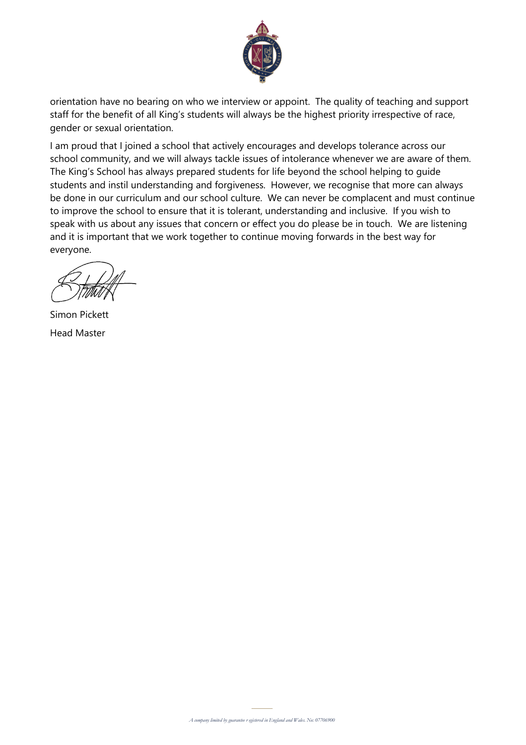orientation have no bearing on who we interview or appoint. The quality of teaching and support staff for the benefit of all King's students will always be the highest priority irrespective of race, gender or sexual orientation.

I am proud that I joined a school that actively encourages and develops tolerance across our school community, and we will always tackle issues of intolerance whenever we are aware of them. The King's School has always prepared students for life beyond the school helping to guide students and instil understanding and forgiveness. However, we recognise that more can always be done in our curriculum and our school culture. We can never be complacent and must continue to improve the school to ensure that it is tolerant, understanding and inclusive. If you wish to speak with us about any issues that concern or effect you do please be in touch. We are listening and it is important that we work together to continue moving forwards in the best way for everyone.

Simon Pickett

Head Master